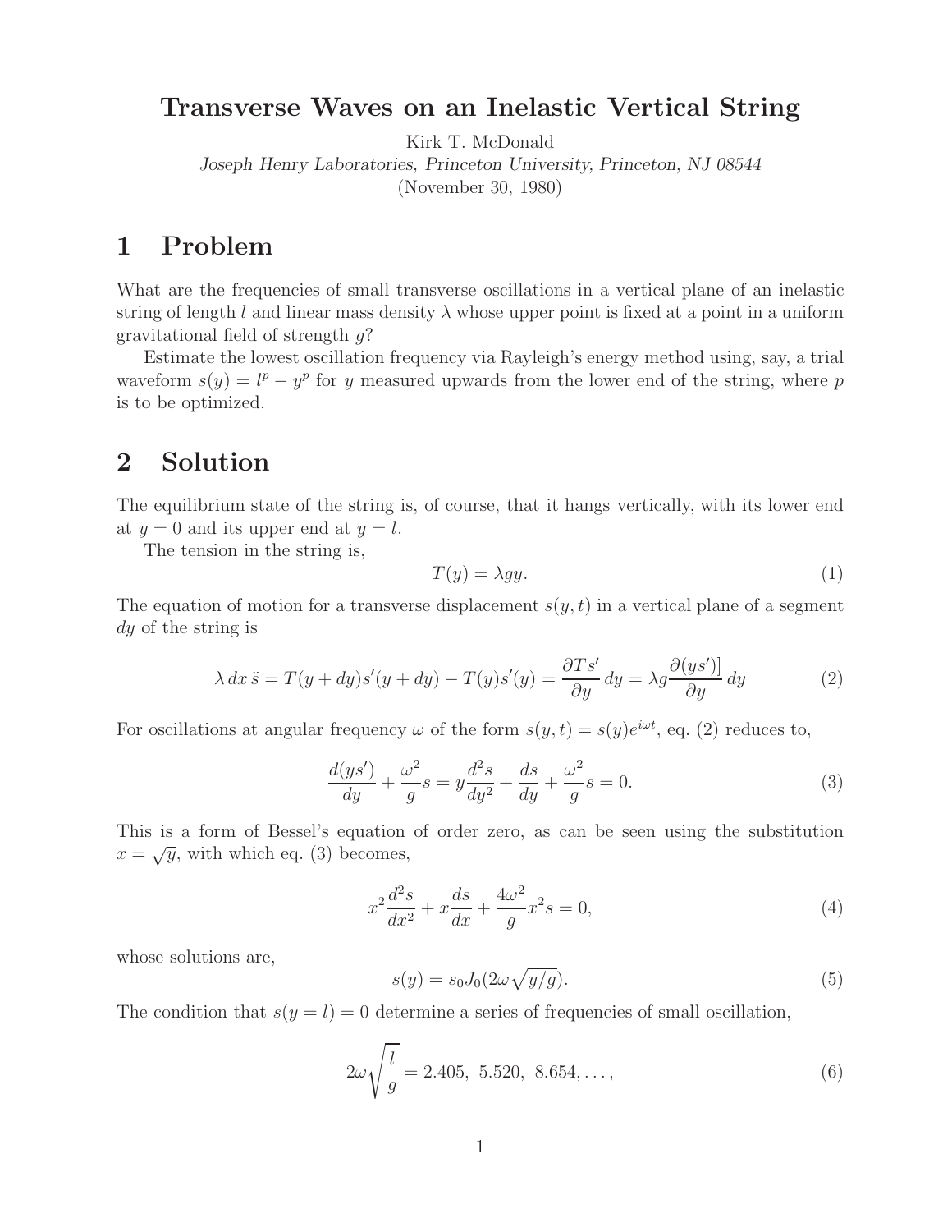# Transverse Waves on an Inelastic Vertical String

Kirk T. McDonald

*Joseph Henry Laboratories, Princeton University, Princeton, NJ 08544*

(November 30, 1980)

## 1 Problem

What are the frequencies of small transverse oscillations in a vertical plane of an inelastic string of length $l$ and linear mass density $\lambda$ whose upper point is fixed at a point in a uniform gravitational field of strength $g$?

Estimate the lowest oscillation frequency via Rayleigh's energy method using, say, a trial waveform $s(y) = l^p - y^p$ for $y$ measured upwards from the lower end of the string, where $p$ is to be optimized.

## 2 Solution

The equilibrium state of the string is, of course, that it hangs vertically, with its lower end at $y = 0$ and its upper end at $y = l$.

The tension in the string is,

$$T(y) = \lambda g y. \tag{1}$$

The equation of motion for a transverse displacement $s(y,t)$ in a vertical plane of a segment $dy$ of the string is

$$\lambda \, dx \, \ddot{s} = T(y + dy)s'(y + dy) - T(y)s'(y) = \frac{\partial T s'}{\partial y} \, dy = \lambda g \frac{\partial (y s')]}{\partial y} \, dy \tag{2}$$

For oscillations at angular frequency $\omega$ of the form $s(y,t) = s(y)e^{i\omega t}$, eq. (2) reduces to,

$$\frac{d(ys')}{dy} + \frac{\omega^2}{g} s = y \frac{d^2 s}{dy^2} + \frac{ds}{dy} + \frac{\omega^2}{g} s = 0. \tag{3}$$

This is a form of Bessel's equation of order zero, as can be seen using the substitution $x = \sqrt{y}$, with which eq. (3) becomes,

$$x^2 \frac{d^2 s}{dx^2} + x \frac{ds}{dx} + \frac{4\omega^2}{g} x^2 s = 0, \tag{4}$$

whose solutions are,

$$s(y) = s_0 J_0(2\omega \sqrt{y/g}). \tag{5}$$

The condition that $s(y = l) = 0$ determine a series of frequencies of small oscillation,

$$2\omega \sqrt{\frac{l}{g}} = 2.405, \; 5.520, \; 8.654, \ldots, \tag{6}$$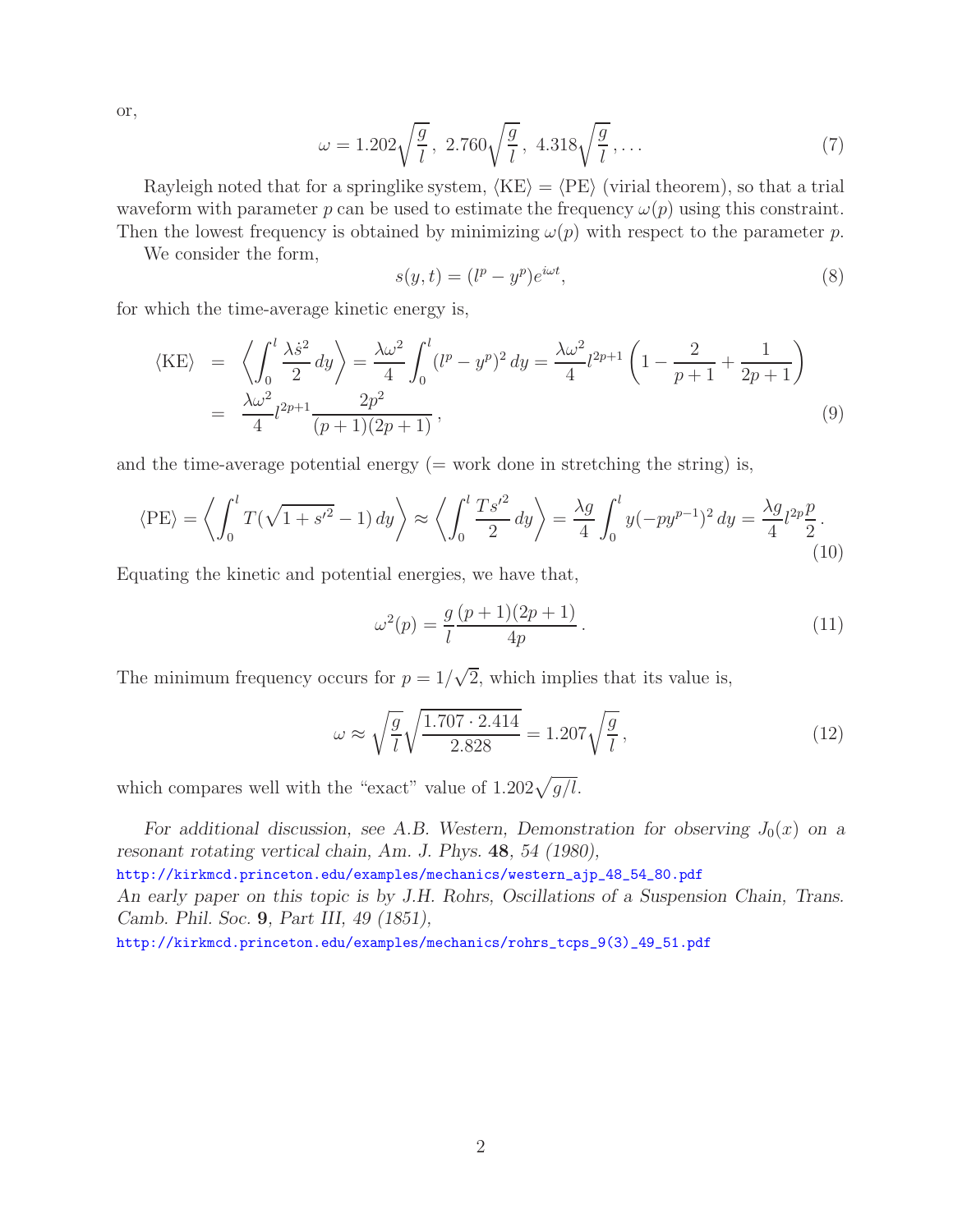or,

$$\omega = 1.202\sqrt{\frac{g}{l}}\,,\ 2.760\sqrt{\frac{g}{l}}\,,\ 4.318\sqrt{\frac{g}{l}}\,,\ldots \tag{7}$$

Rayleigh noted that for a springlike system, $\langle \text{KE}\rangle = \langle \text{PE}\rangle$ (virial theorem), so that a trial waveform with parameter $p$ can be used to estimate the frequency $\omega(p)$ using this constraint. Then the lowest frequency is obtained by minimizing $\omega(p)$ with respect to the parameter $p$.

We consider the form,

$$s(y,t) = (l^p - y^p)e^{i\omega t}, \tag{8}$$

for which the time-average kinetic energy is,

$$\begin{aligned}
\langle \text{KE}\rangle &= \left\langle \int_0^l \frac{\lambda \dot{s}^2}{2}\,dy \right\rangle = \frac{\lambda\omega^2}{4}\int_0^l (l^p - y^p)^2\,dy = \frac{\lambda\omega^2}{4} l^{2p+1}\left(1 - \frac{2}{p+1} + \frac{1}{2p+1}\right) \\
&= \frac{\lambda\omega^2}{4} l^{2p+1}\frac{2p^2}{(p+1)(2p+1)}\,,
\end{aligned} \tag{9}$$

and the time-average potential energy (= work done in stretching the string) is,

$$\langle \text{PE}\rangle = \left\langle \int_0^l T(\sqrt{1+s'^2} - 1)\,dy \right\rangle \approx \left\langle \int_0^l \frac{T s'^2}{2}\,dy \right\rangle = \frac{\lambda g}{4}\int_0^l y(-py^{p-1})^2\,dy = \frac{\lambda g}{4} l^{2p}\frac{p}{2}\,. \tag{10}$$

Equating the kinetic and potential energies, we have that,

$$\omega^2(p) = \frac{g}{l}\frac{(p+1)(2p+1)}{4p}\,. \tag{11}$$

The minimum frequency occurs for $p = 1/\sqrt{2}$, which implies that its value is,

$$\omega \approx \sqrt{\frac{g}{l}}\sqrt{\frac{1.707\cdot 2.414}{2.828}} = 1.207\sqrt{\frac{g}{l}}\,, \tag{12}$$

which compares well with the "exact" value of $1.202\sqrt{g/l}$.

*For additional discussion, see A.B. Western, Demonstration for observing $J_0(x)$ on a resonant rotating vertical chain, Am. J. Phys.* **48**, *54 (1980),*
http://kirkmcd.princeton.edu/examples/mechanics/western_ajp_48_54_80.pdf
*An early paper on this topic is by J.H. Rohrs, Oscillations of a Suspension Chain, Trans. Camb. Phil. Soc.* **9**, *Part III, 49 (1851),*
http://kirkmcd.princeton.edu/examples/mechanics/rohrs_tcps_9(3)_49_51.pdf